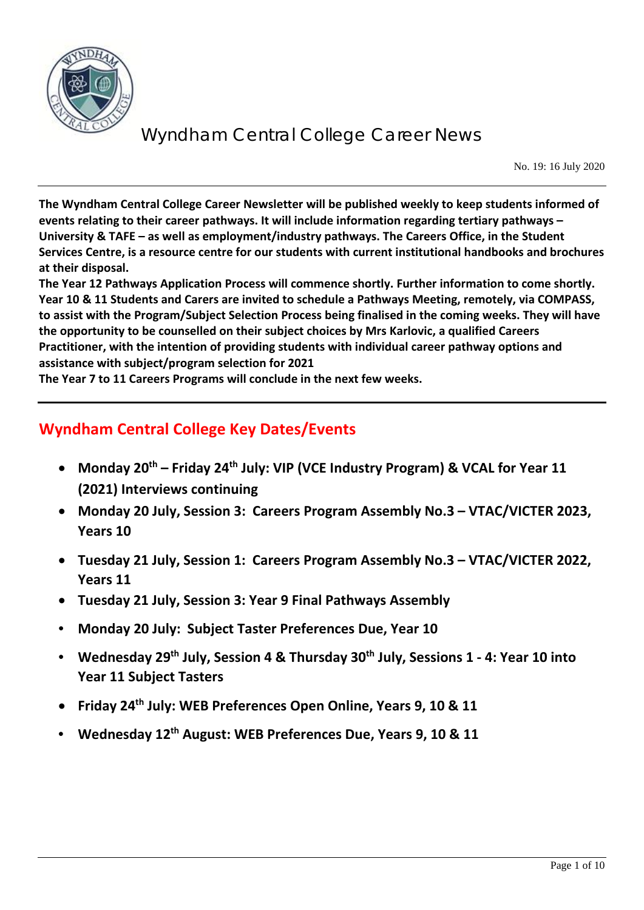# Wyndham Central College Career News

No. 19: 16 July 2020

**The Wyndham Central College Career Newsletter will be published weekly to keep students informed of events relating to their career pathways. It will include information regarding tertiary pathways – University & TAFE – as well as employment/industry pathways. The Careers Office, in the Student Services Centre, is a resource centre for our students with current institutional handbooks and brochures at their disposal.**

**The Year 12 Pathways Application Process will commence shortly. Further information to come shortly. Year 10 & 11 Students and Carers are invited to schedule a Pathways Meeting, remotely, via COMPASS, to assist with the Program/Subject Selection Process being finalised in the coming weeks. They will have the opportunity to be counselled on their subject choices by Mrs Karlovic, a qualified Careers Practitioner, with the intention of providing students with individual career pathway options and assistance with subject/program selection for 2021**

**The Year 7 to 11 Careers Programs will conclude in the next few weeks.**

## Wyndham Central College Key Dates/Events

- **Monday 20th – Friday 24th July: VIP (VCE Industry Program) & VCAL for Year 11 (2021) Interviews continuing**
- **Monday 20 July, Session 3: Careers Program Assembly No.3 – VTAC/VICTER 2023, Years 10**
- **Tuesday 21 July, Session 1: Careers Program Assembly No.3 – VTAC/VICTER 2022, Years 11**
- **Tuesday 21 July, Session 3: Year 9 Final Pathways Assembly**
- **Monday 20 July: Subject Taster Preferences Due, Year 10**
- **Wednesday 29th July, Session 4 & Thursday 30th July, Sessions 1 - 4: Year 10 into Year 11 Subject Tasters**
- **Friday 24th July: WEB Preferences Open Online, Years 9, 10 & 11**
- **Wednesday 12th August: WEB Preferences Due, Years 9, 10 & 11**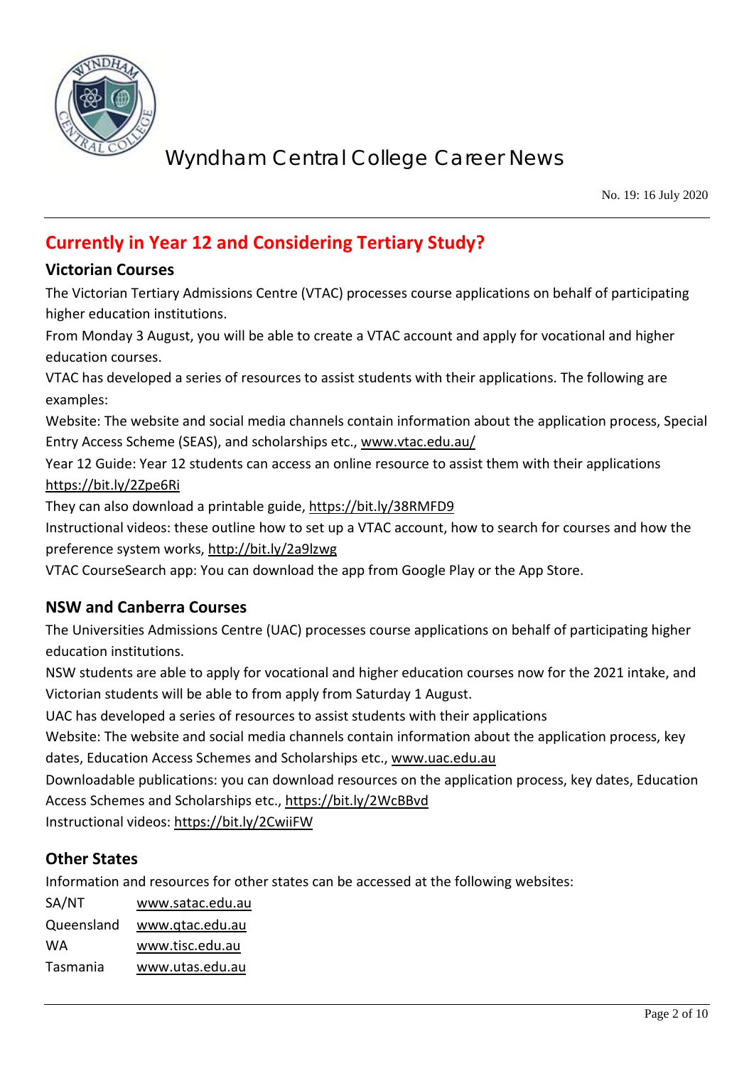## Currently in Year 12 and Considering Tertiary Study?

### Victorian Courses

The Victorian Tertiary Admissions Centre (VTAC) processes course applications on behalf of participating higher education institutions.

From Monday 3 August, you will be able to create a VTAC account and apply for vocational and higher education courses.

VTAC has developed a series of resources to assist students with their applications. The following are examples:

Website: The website and social media channels contain information about the application process, Special Entry Access Scheme (SEAS), and scholarships etc., www.vtac.edu.au/

Year 12 Guide: Year 12 students can access an online resource to assist them with their applications https://bit.ly/2Zpe6Ri

They can also download a printable guide, https://bit.ly/38RMFD9

Instructional videos: these outline how to set up a VTAC account, how to search for courses and how the preference system works, http://bit.ly/2a9lzwg

VTAC CourseSearch app: You can download the app from Google Play or the App Store.

### NSW and Canberra Courses

The Universities Admissions Centre (UAC) processes course applications on behalf of participating higher education institutions.

NSW students are able to apply for vocational and higher education courses now for the 2021 intake, and Victorian students will be able to from apply from Saturday 1 August.

UAC has developed a series of resources to assist students with their applications

Website: The website and social media channels contain information about the application process, key dates, Education Access Schemes and Scholarships etc., www.uac.edu.au

Downloadable publications: you can download resources on the application process, key dates, Education Access Schemes and Scholarships etc., https://bit.ly/2WcBBvd

Instructional videos: https://bit.ly/2CwiiFW

### Other States

Information and resources for other states can be accessed at the following websites:

| | |
|---|---|
| SA/NT | www.satac.edu.au |
| Queensland | www.qtac.edu.au |
| WA | www.tisc.edu.au |
| Tasmania | www.utas.edu.au |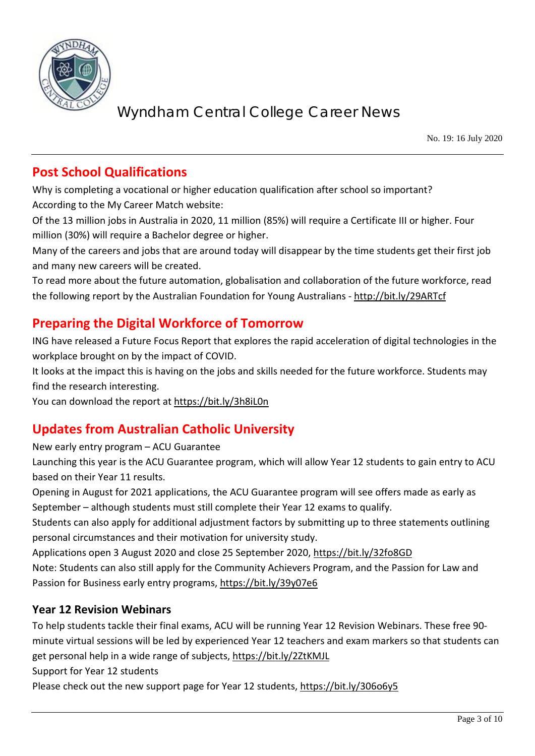## Post School Qualifications

Why is completing a vocational or higher education qualification after school so important?

According to the My Career Match website:

Of the 13 million jobs in Australia in 2020, 11 million (85%) will require a Certificate III or higher. Four million (30%) will require a Bachelor degree or higher.

Many of the careers and jobs that are around today will disappear by the time students get their first job and many new careers will be created.

To read more about the future automation, globalisation and collaboration of the future workforce, read the following report by the Australian Foundation for Young Australians - http://bit.ly/29ARTcf

## Preparing the Digital Workforce of Tomorrow

ING have released a Future Focus Report that explores the rapid acceleration of digital technologies in the workplace brought on by the impact of COVID.

It looks at the impact this is having on the jobs and skills needed for the future workforce. Students may find the research interesting.

You can download the report at https://bit.ly/3h8iL0n

## Updates from Australian Catholic University

New early entry program – ACU Guarantee

Launching this year is the ACU Guarantee program, which will allow Year 12 students to gain entry to ACU based on their Year 11 results.

Opening in August for 2021 applications, the ACU Guarantee program will see offers made as early as September – although students must still complete their Year 12 exams to qualify.

Students can also apply for additional adjustment factors by submitting up to three statements outlining personal circumstances and their motivation for university study.

Applications open 3 August 2020 and close 25 September 2020, https://bit.ly/32fo8GD

Note: Students can also still apply for the Community Achievers Program, and the Passion for Law and Passion for Business early entry programs, https://bit.ly/39y07e6

### Year 12 Revision Webinars

To help students tackle their final exams, ACU will be running Year 12 Revision Webinars. These free 90-minute virtual sessions will be led by experienced Year 12 teachers and exam markers so that students can get personal help in a wide range of subjects, https://bit.ly/2ZtKMJL

Support for Year 12 students

Please check out the new support page for Year 12 students, https://bit.ly/306o6y5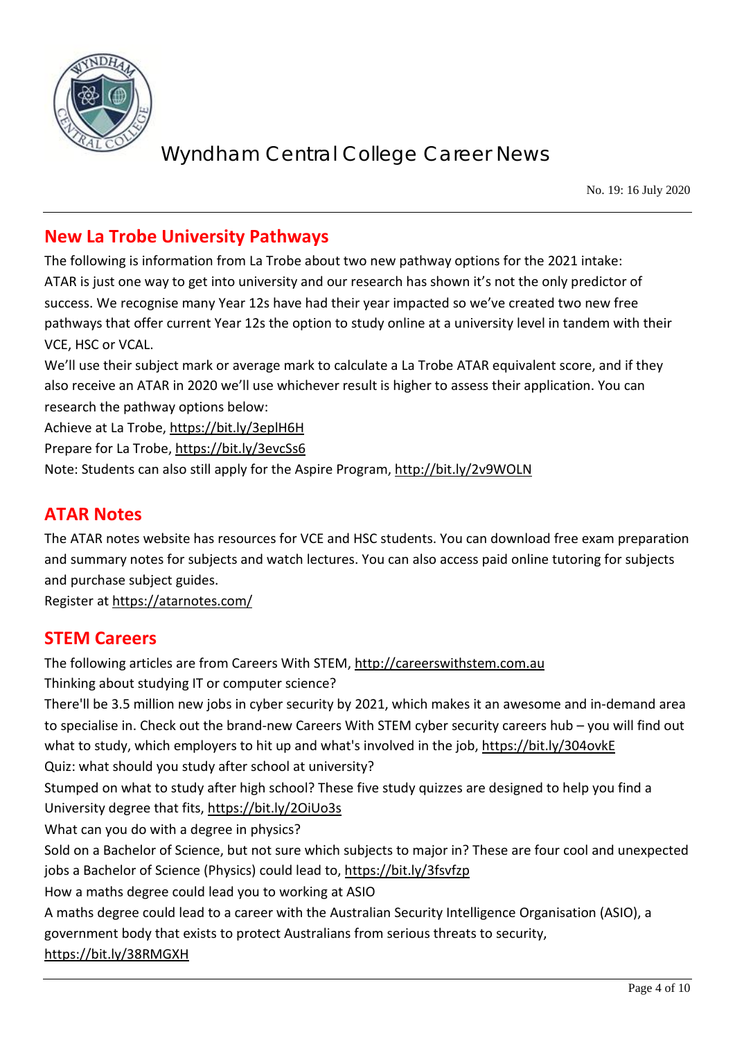## New La Trobe University Pathways

The following is information from La Trobe about two new pathway options for the 2021 intake:

ATAR is just one way to get into university and our research has shown it's not the only predictor of success. We recognise many Year 12s have had their year impacted so we've created two new free pathways that offer current Year 12s the option to study online at a university level in tandem with their VCE, HSC or VCAL.

We'll use their subject mark or average mark to calculate a La Trobe ATAR equivalent score, and if they also receive an ATAR in 2020 we'll use whichever result is higher to assess their application. You can research the pathway options below:

Achieve at La Trobe, https://bit.ly/3eplH6H

Prepare for La Trobe, https://bit.ly/3evcSs6

Note: Students can also still apply for the Aspire Program, http://bit.ly/2v9WOLN

## ATAR Notes

The ATAR notes website has resources for VCE and HSC students. You can download free exam preparation and summary notes for subjects and watch lectures. You can also access paid online tutoring for subjects and purchase subject guides.

Register at https://atarnotes.com/

## STEM Careers

The following articles are from Careers With STEM, http://careerswithstem.com.au

Thinking about studying IT or computer science?

There'll be 3.5 million new jobs in cyber security by 2021, which makes it an awesome and in-demand area to specialise in. Check out the brand-new Careers With STEM cyber security careers hub – you will find out what to study, which employers to hit up and what's involved in the job, https://bit.ly/304ovkE

Quiz: what should you study after school at university?

Stumped on what to study after high school? These five study quizzes are designed to help you find a University degree that fits, https://bit.ly/2OiUo3s

What can you do with a degree in physics?

Sold on a Bachelor of Science, but not sure which subjects to major in? These are four cool and unexpected jobs a Bachelor of Science (Physics) could lead to, https://bit.ly/3fsvfzp

How a maths degree could lead you to working at ASIO

A maths degree could lead to a career with the Australian Security Intelligence Organisation (ASIO), a government body that exists to protect Australians from serious threats to security, https://bit.ly/38RMGXH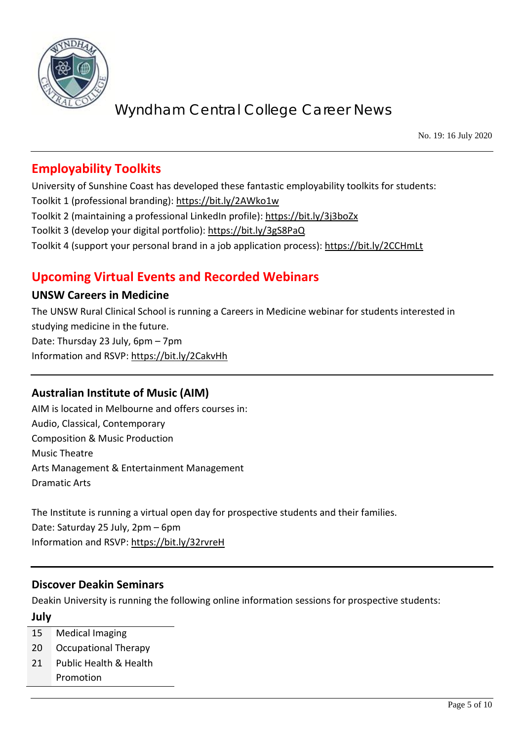## Employability Toolkits

University of Sunshine Coast has developed these fantastic employability toolkits for students:
Toolkit 1 (professional branding): https://bit.ly/2AWko1w
Toolkit 2 (maintaining a professional LinkedIn profile): https://bit.ly/3j3boZx
Toolkit 3 (develop your digital portfolio): https://bit.ly/3gS8PaQ
Toolkit 4 (support your personal brand in a job application process): https://bit.ly/2CCHmLt

## Upcoming Virtual Events and Recorded Webinars

### UNSW Careers in Medicine

The UNSW Rural Clinical School is running a Careers in Medicine webinar for students interested in studying medicine in the future.
Date: Thursday 23 July, 6pm – 7pm
Information and RSVP: https://bit.ly/2CakvHh

---

### Australian Institute of Music (AIM)

AIM is located in Melbourne and offers courses in:
Audio, Classical, Contemporary
Composition & Music Production
Music Theatre
Arts Management & Entertainment Management
Dramatic Arts

The Institute is running a virtual open day for prospective students and their families.
Date: Saturday 25 July, 2pm – 6pm
Information and RSVP: https://bit.ly/32rvreH

---

### Discover Deakin Seminars

Deakin University is running the following online information sessions for prospective students:

**July**

| | |
|---|---|
| 15 | Medical Imaging |
| 20 | Occupational Therapy |
| 21 | Public Health & Health Promotion |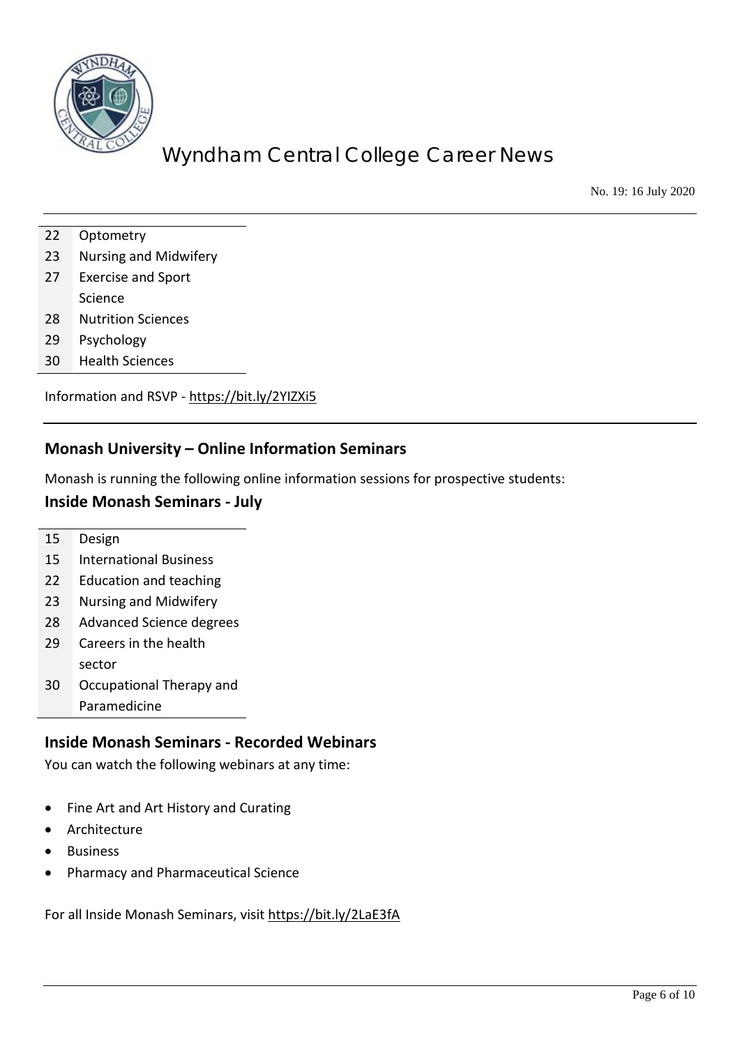| | |
|---|---|
| 22 | Optometry |
| 23 | Nursing and Midwifery |
| 27 | Exercise and Sport Science |
| 28 | Nutrition Sciences |
| 29 | Psychology |
| 30 | Health Sciences |

Information and RSVP - https://bit.ly/2YlZXi5

## Monash University – Online Information Seminars

Monash is running the following online information sessions for prospective students:

### Inside Monash Seminars - July

| | |
|---|---|
| 15 | Design |
| 15 | International Business |
| 22 | Education and teaching |
| 23 | Nursing and Midwifery |
| 28 | Advanced Science degrees |
| 29 | Careers in the health sector |
| 30 | Occupational Therapy and Paramedicine |

### Inside Monash Seminars - Recorded Webinars

You can watch the following webinars at any time:

- Fine Art and Art History and Curating
- Architecture
- Business
- Pharmacy and Pharmaceutical Science

For all Inside Monash Seminars, visit https://bit.ly/2LaE3fA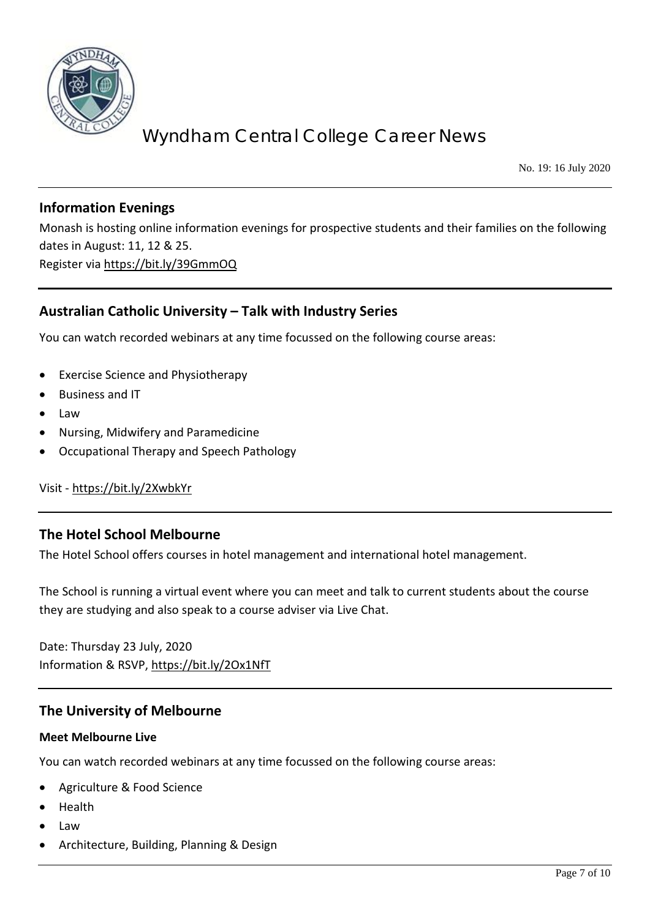## Information Evenings

Monash is hosting online information evenings for prospective students and their families on the following dates in August: 11, 12 & 25.
Register via https://bit.ly/39GmmOQ

## Australian Catholic University – Talk with Industry Series

You can watch recorded webinars at any time focussed on the following course areas:

- Exercise Science and Physiotherapy
- Business and IT
- Law
- Nursing, Midwifery and Paramedicine
- Occupational Therapy and Speech Pathology

Visit - https://bit.ly/2XwbkYr

## The Hotel School Melbourne

The Hotel School offers courses in hotel management and international hotel management.

The School is running a virtual event where you can meet and talk to current students about the course they are studying and also speak to a course adviser via Live Chat.

Date: Thursday 23 July, 2020
Information & RSVP, https://bit.ly/2Ox1NfT

## The University of Melbourne

### Meet Melbourne Live

You can watch recorded webinars at any time focussed on the following course areas:

- Agriculture & Food Science
- Health
- Law
- Architecture, Building, Planning & Design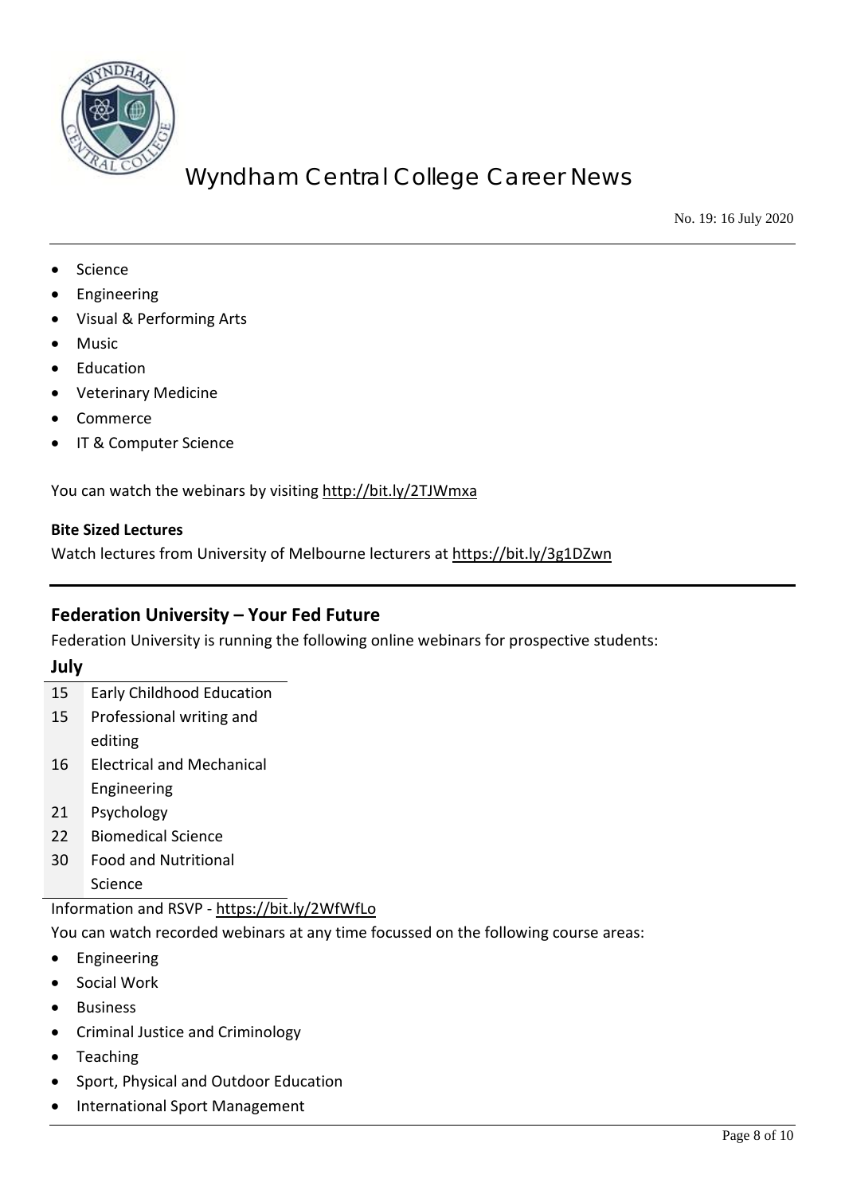- Science
- Engineering
- Visual & Performing Arts
- Music
- Education
- Veterinary Medicine
- Commerce
- IT & Computer Science

You can watch the webinars by visiting http://bit.ly/2TJWmxa

**Bite Sized Lectures**

Watch lectures from University of Melbourne lecturers at https://bit.ly/3g1DZwn

---

## Federation University – Your Fed Future

Federation University is running the following online webinars for prospective students:

**July**

| | |
|---|---|
| 15 | Early Childhood Education |
| 15 | Professional writing and editing |
| 16 | Electrical and Mechanical Engineering |
| 21 | Psychology |
| 22 | Biomedical Science |
| 30 | Food and Nutritional Science |

Information and RSVP - https://bit.ly/2WfWfLo

You can watch recorded webinars at any time focussed on the following course areas:

- Engineering
- Social Work
- Business
- Criminal Justice and Criminology
- Teaching
- Sport, Physical and Outdoor Education
- International Sport Management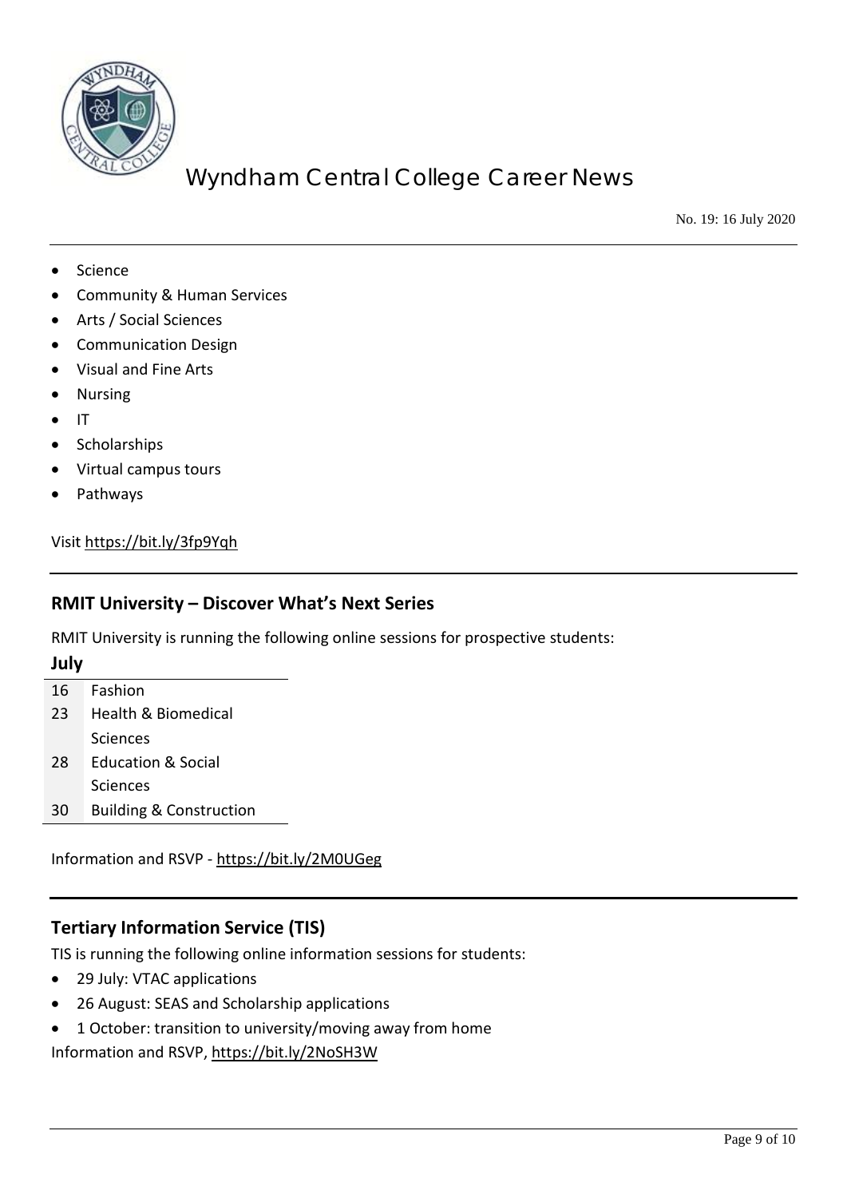- Science
- Community & Human Services
- Arts / Social Sciences
- Communication Design
- Visual and Fine Arts
- Nursing
- IT
- Scholarships
- Virtual campus tours
- Pathways

Visit https://bit.ly/3fp9Yqh

## RMIT University – Discover What's Next Series

RMIT University is running the following online sessions for prospective students:

| July | |
|---|---|
| 16 | Fashion |
| 23 | Health & Biomedical Sciences |
| 28 | Education & Social Sciences |
| 30 | Building & Construction |

Information and RSVP - https://bit.ly/2M0UGeg

## Tertiary Information Service (TIS)

TIS is running the following online information sessions for students:

- 29 July: VTAC applications
- 26 August: SEAS and Scholarship applications
- 1 October: transition to university/moving away from home

Information and RSVP, https://bit.ly/2NoSH3W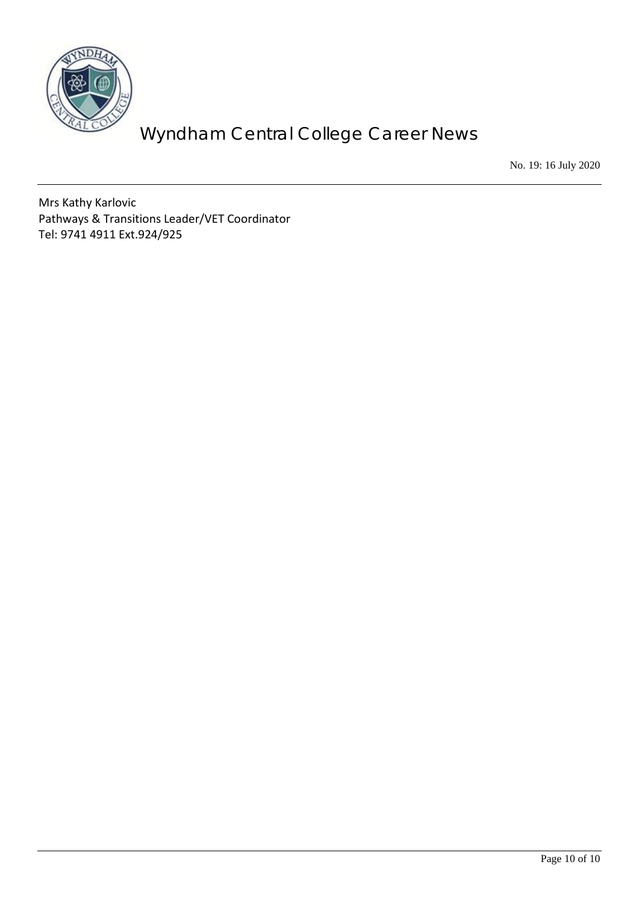Mrs Kathy Karlovic
Pathways & Transitions Leader/VET Coordinator
Tel: 9741 4911 Ext.924/925